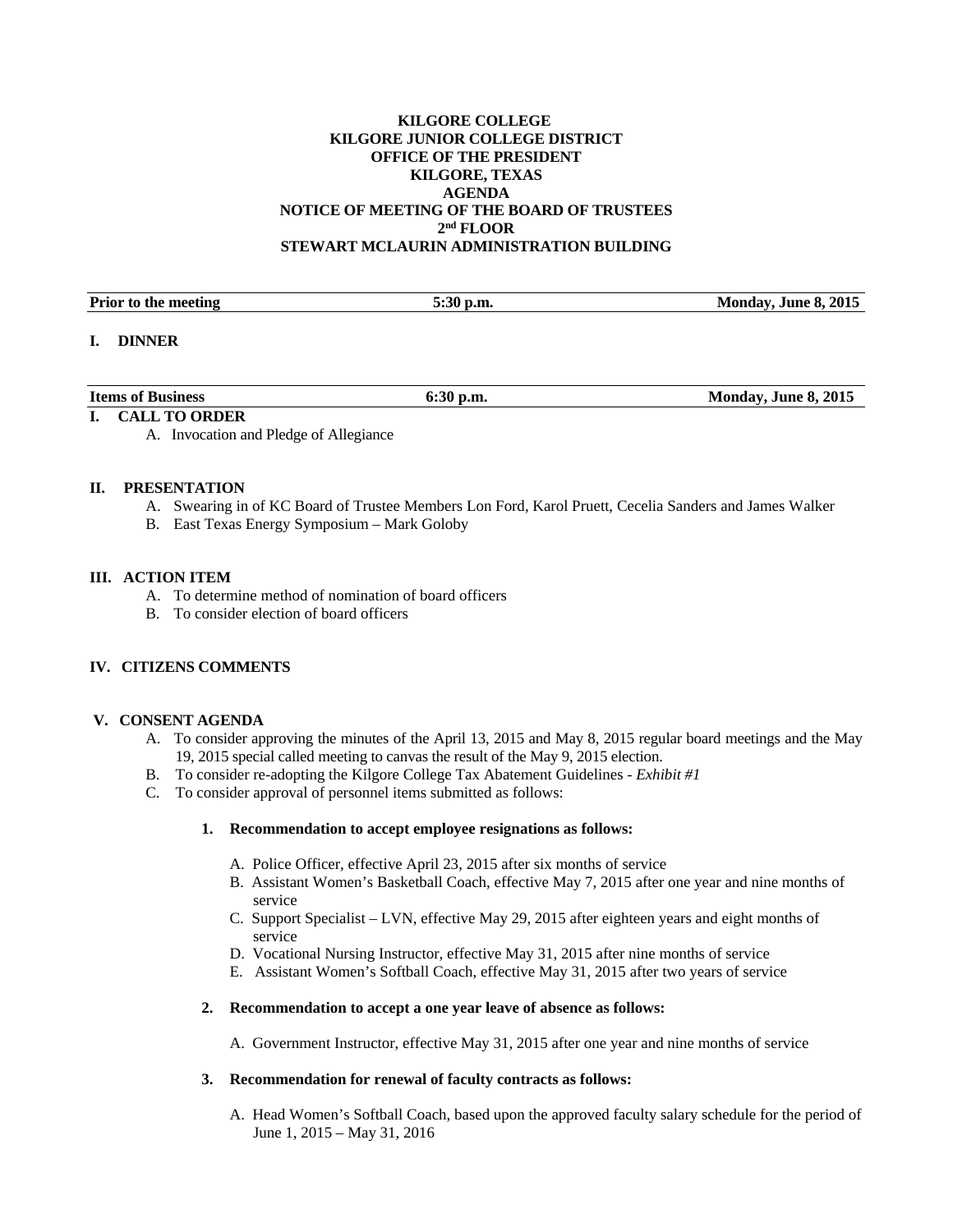**KILGORE COLLEGE**
**KILGORE JUNIOR COLLEGE DISTRICT**
**OFFICE OF THE PRESIDENT**
**KILGORE, TEXAS**
**AGENDA**
**NOTICE OF MEETING OF THE BOARD OF TRUSTEES**
**2nd FLOOR**
**STEWART MCLAURIN ADMINISTRATION BUILDING**

| **Prior to the meeting** | **5:30 p.m.** | **Monday, June 8, 2015** |
|---|---|---|

## I. DINNER

| **Items of Business** | **6:30 p.m.** | **Monday, June 8, 2015** |
|---|---|---|

## I. CALL TO ORDER

A. Invocation and Pledge of Allegiance

## II. PRESENTATION

A. Swearing in of KC Board of Trustee Members Lon Ford, Karol Pruett, Cecelia Sanders and James Walker
B. East Texas Energy Symposium – Mark Goloby

## III. ACTION ITEM

A. To determine method of nomination of board officers
B. To consider election of board officers

## IV. CITIZENS COMMENTS

## V. CONSENT AGENDA

A. To consider approving the minutes of the April 13, 2015 and May 8, 2015 regular board meetings and the May 19, 2015 special called meeting to canvas the result of the May 9, 2015 election.
B. To consider re-adopting the Kilgore College Tax Abatement Guidelines - *Exhibit #1*
C. To consider approval of personnel items submitted as follows:

**1. Recommendation to accept employee resignations as follows:**

A. Police Officer, effective April 23, 2015 after six months of service
B. Assistant Women's Basketball Coach, effective May 7, 2015 after one year and nine months of service
C. Support Specialist – LVN, effective May 29, 2015 after eighteen years and eight months of service
D. Vocational Nursing Instructor, effective May 31, 2015 after nine months of service
E. Assistant Women's Softball Coach, effective May 31, 2015 after two years of service

**2. Recommendation to accept a one year leave of absence as follows:**

A. Government Instructor, effective May 31, 2015 after one year and nine months of service

**3. Recommendation for renewal of faculty contracts as follows:**

A. Head Women's Softball Coach, based upon the approved faculty salary schedule for the period of June 1, 2015 – May 31, 2016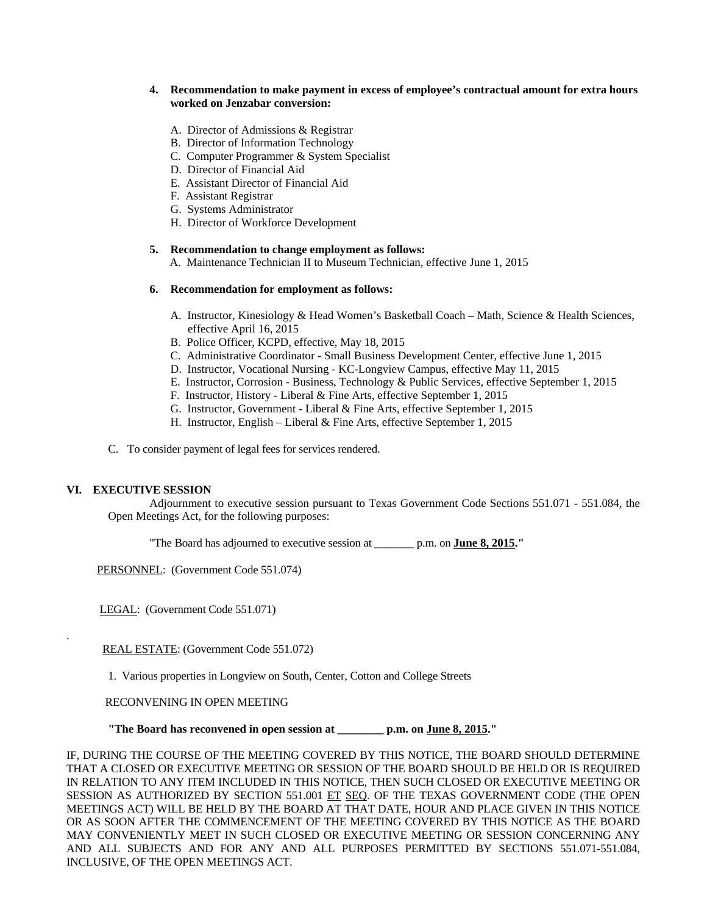4. **Recommendation to make payment in excess of employee's contractual amount for extra hours worked on Jenzabar conversion:**

   A. Director of Admissions & Registrar
   B. Director of Information Technology
   C. Computer Programmer & System Specialist
   D. Director of Financial Aid
   E. Assistant Director of Financial Aid
   F. Assistant Registrar
   G. Systems Administrator
   H. Director of Workforce Development

5. **Recommendation to change employment as follows:**
   A. Maintenance Technician II to Museum Technician, effective June 1, 2015

6. **Recommendation for employment as follows:**

   A. Instructor, Kinesiology & Head Women's Basketball Coach – Math, Science & Health Sciences, effective April 16, 2015
   B. Police Officer, KCPD, effective, May 18, 2015
   C. Administrative Coordinator - Small Business Development Center, effective June 1, 2015
   D. Instructor, Vocational Nursing - KC-Longview Campus, effective May 11, 2015
   E. Instructor, Corrosion - Business, Technology & Public Services, effective September 1, 2015
   F. Instructor, History - Liberal & Fine Arts, effective September 1, 2015
   G. Instructor, Government - Liberal & Fine Arts, effective September 1, 2015
   H. Instructor, English – Liberal & Fine Arts, effective September 1, 2015

C. To consider payment of legal fees for services rendered.

## VI. EXECUTIVE SESSION

Adjournment to executive session pursuant to Texas Government Code Sections 551.071 - 551.084, the Open Meetings Act, for the following purposes:

"The Board has adjourned to executive session at _______ p.m. on **June 8, 2015.**"

PERSONNEL: (Government Code 551.074)

LEGAL: (Government Code 551.071)

REAL ESTATE: (Government Code 551.072)

1. Various properties in Longview on South, Center, Cotton and College Streets

RECONVENING IN OPEN MEETING

**"The Board has reconvened in open session at ________ p.m. on June 8, 2015."**

IF, DURING THE COURSE OF THE MEETING COVERED BY THIS NOTICE, THE BOARD SHOULD DETERMINE THAT A CLOSED OR EXECUTIVE MEETING OR SESSION OF THE BOARD SHOULD BE HELD OR IS REQUIRED IN RELATION TO ANY ITEM INCLUDED IN THIS NOTICE, THEN SUCH CLOSED OR EXECUTIVE MEETING OR SESSION AS AUTHORIZED BY SECTION 551.001 ET SEQ. OF THE TEXAS GOVERNMENT CODE (THE OPEN MEETINGS ACT) WILL BE HELD BY THE BOARD AT THAT DATE, HOUR AND PLACE GIVEN IN THIS NOTICE OR AS SOON AFTER THE COMMENCEMENT OF THE MEETING COVERED BY THIS NOTICE AS THE BOARD MAY CONVENIENTLY MEET IN SUCH CLOSED OR EXECUTIVE MEETING OR SESSION CONCERNING ANY AND ALL SUBJECTS AND FOR ANY AND ALL PURPOSES PERMITTED BY SECTIONS 551.071-551.084, INCLUSIVE, OF THE OPEN MEETINGS ACT.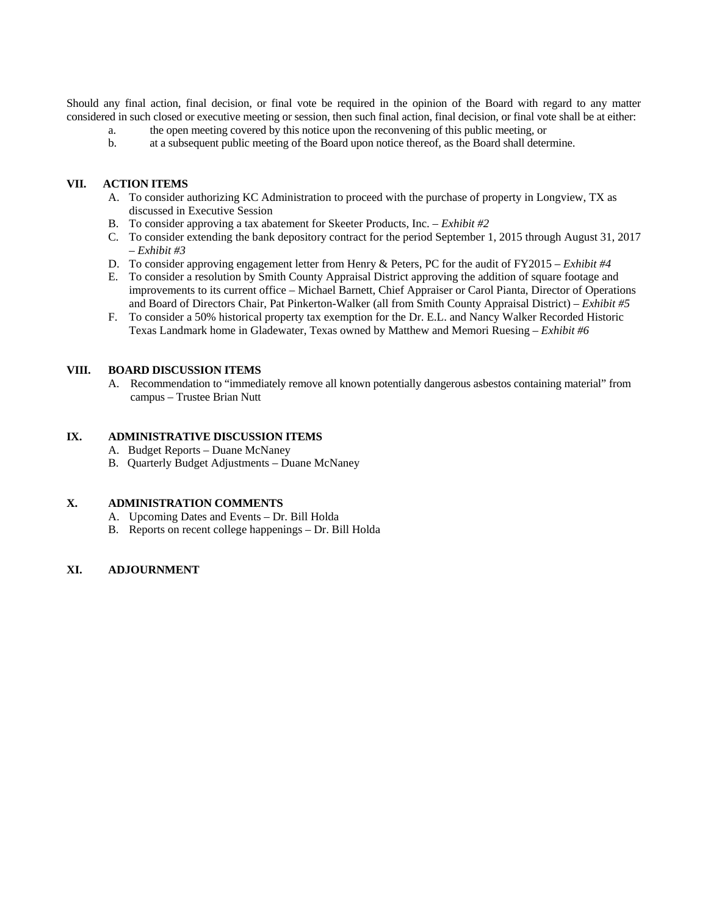Should any final action, final decision, or final vote be required in the opinion of the Board with regard to any matter considered in such closed or executive meeting or session, then such final action, final decision, or final vote shall be at either:

a. the open meeting covered by this notice upon the reconvening of this public meeting, or

b. at a subsequent public meeting of the Board upon notice thereof, as the Board shall determine.

## VII. ACTION ITEMS

A. To consider authorizing KC Administration to proceed with the purchase of property in Longview, TX as discussed in Executive Session

B. To consider approving a tax abatement for Skeeter Products, Inc. – *Exhibit #2*

C. To consider extending the bank depository contract for the period September 1, 2015 through August 31, 2017 – *Exhibit #3*

D. To consider approving engagement letter from Henry & Peters, PC for the audit of FY2015 – *Exhibit #4*

E. To consider a resolution by Smith County Appraisal District approving the addition of square footage and improvements to its current office – Michael Barnett, Chief Appraiser or Carol Pianta, Director of Operations and Board of Directors Chair, Pat Pinkerton-Walker (all from Smith County Appraisal District) – *Exhibit #5*

F. To consider a 50% historical property tax exemption for the Dr. E.L. and Nancy Walker Recorded Historic Texas Landmark home in Gladewater, Texas owned by Matthew and Memori Ruesing – *Exhibit #6*

## VIII. BOARD DISCUSSION ITEMS

A. Recommendation to "immediately remove all known potentially dangerous asbestos containing material" from campus – Trustee Brian Nutt

## IX. ADMINISTRATIVE DISCUSSION ITEMS

A. Budget Reports – Duane McNaney

B. Quarterly Budget Adjustments – Duane McNaney

## X. ADMINISTRATION COMMENTS

A. Upcoming Dates and Events – Dr. Bill Holda

B. Reports on recent college happenings – Dr. Bill Holda

## XI. ADJOURNMENT